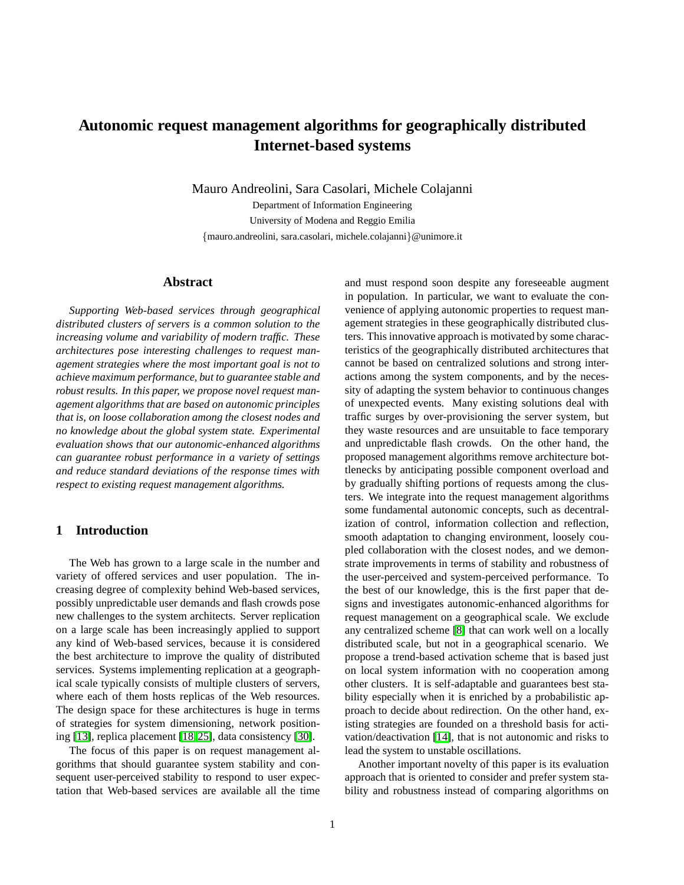# Autonomic request management algorithms for geographically distributed Internet-based systems

Mauro Andreolini, Sara Casolari, Michele Colajanni

Department of Information Engineering
University of Modena and Reggio Emilia
{mauro.andreolini, sara.casolari, michele.colajanni}@unimore.it

## Abstract

*Supporting Web-based services through geographical distributed clusters of servers is a common solution to the increasing volume and variability of modern traffic. These architectures pose interesting challenges to request management strategies where the most important goal is not to achieve maximum performance, but to guarantee stable and robust results. In this paper, we propose novel request management algorithms that are based on autonomic principles that is, on loose collaboration among the closest nodes and no knowledge about the global system state. Experimental evaluation shows that our autonomic-enhanced algorithms can guarantee robust performance in a variety of settings and reduce standard deviations of the response times with respect to existing request management algorithms.*

## 1 Introduction

The Web has grown to a large scale in the number and variety of offered services and user population. The increasing degree of complexity behind Web-based services, possibly unpredictable user demands and flash crowds pose new challenges to the system architects. Server replication on a large scale has been increasingly applied to support any kind of Web-based services, because it is considered the best architecture to improve the quality of distributed services. Systems implementing replication at a geographical scale typically consists of multiple clusters of servers, where each of them hosts replicas of the Web resources. The design space for these architectures is huge in terms of strategies for system dimensioning, network positioning [13], replica placement [18, 25], data consistency [30].

The focus of this paper is on request management algorithms that should guarantee system stability and consequent user-perceived stability to respond to user expectation that Web-based services are available all the time and must respond soon despite any foreseeable augment in population. In particular, we want to evaluate the convenience of applying autonomic properties to request management strategies in these geographically distributed clusters. This innovative approach is motivated by some characteristics of the geographically distributed architectures that cannot be based on centralized solutions and strong interactions among the system components, and by the necessity of adapting the system behavior to continuous changes of unexpected events. Many existing solutions deal with traffic surges by over-provisioning the server system, but they waste resources and are unsuitable to face temporary and unpredictable flash crowds. On the other hand, the proposed management algorithms remove architecture bottlenecks by anticipating possible component overload and by gradually shifting portions of requests among the clusters. We integrate into the request management algorithms some fundamental autonomic concepts, such as decentralization of control, information collection and reflection, smooth adaptation to changing environment, loosely coupled collaboration with the closest nodes, and we demonstrate improvements in terms of stability and robustness of the user-perceived and system-perceived performance. To the best of our knowledge, this is the first paper that designs and investigates autonomic-enhanced algorithms for request management on a geographical scale. We exclude any centralized scheme [8] that can work well on a locally distributed scale, but not in a geographical scenario. We propose a trend-based activation scheme that is based just on local system information with no cooperation among other clusters. It is self-adaptable and guarantees best stability especially when it is enriched by a probabilistic approach to decide about redirection. On the other hand, existing strategies are founded on a threshold basis for activation/deactivation [14], that is not autonomic and risks to lead the system to unstable oscillations.

Another important novelty of this paper is its evaluation approach that is oriented to consider and prefer system stability and robustness instead of comparing algorithms on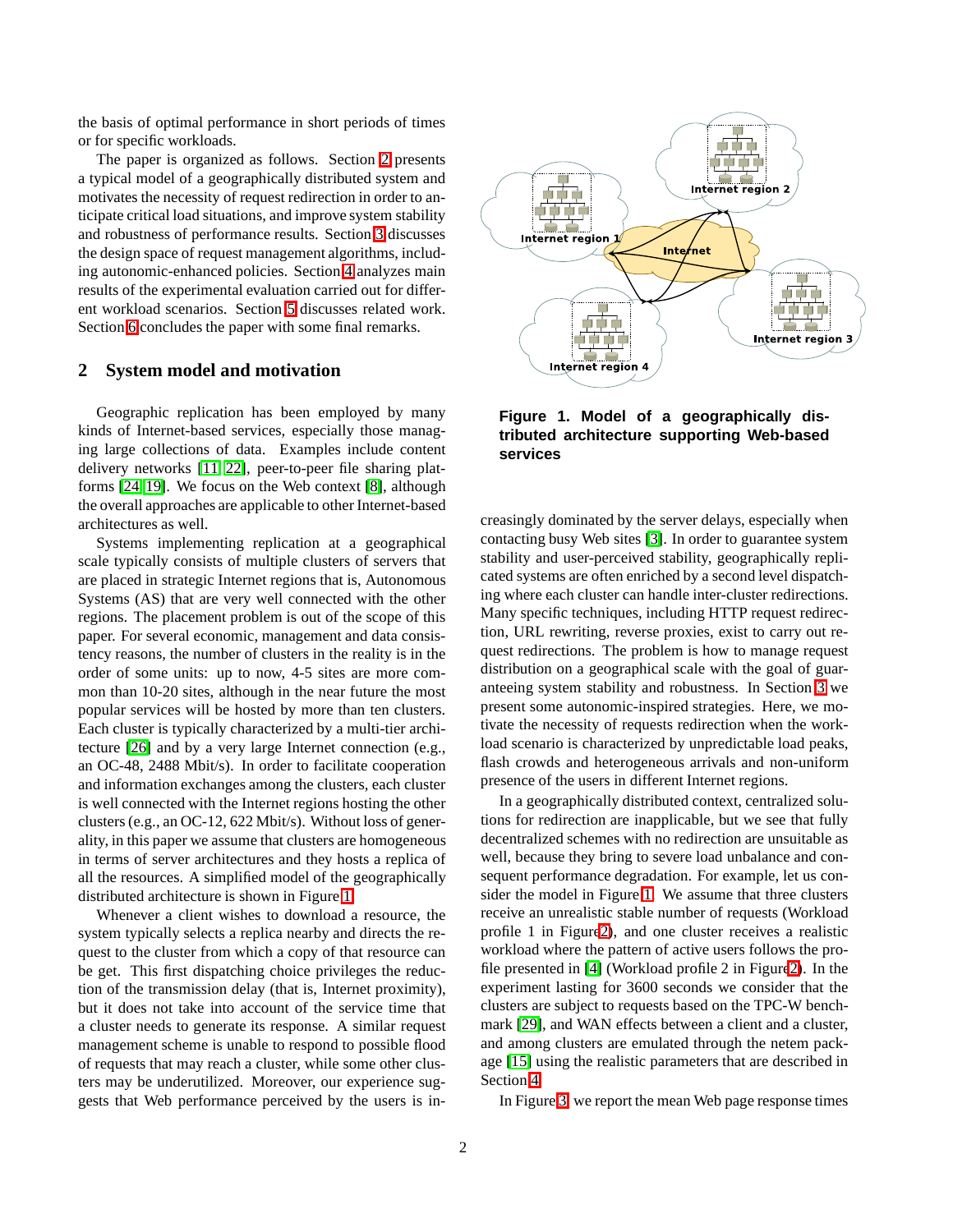the basis of optimal performance in short periods of times or for specific workloads.

The paper is organized as follows. Section 2 presents a typical model of a geographically distributed system and motivates the necessity of request redirection in order to anticipate critical load situations, and improve system stability and robustness of performance results. Section 3 discusses the design space of request management algorithms, including autonomic-enhanced policies. Section 4 analyzes main results of the experimental evaluation carried out for different workload scenarios. Section 5 discusses related work. Section 6 concludes the paper with some final remarks.

## 2 System model and motivation

Geographic replication has been employed by many kinds of Internet-based services, especially those managing large collections of data. Examples include content delivery networks [11, 22], peer-to-peer file sharing platforms [24, 19]. We focus on the Web context [8], although the overall approaches are applicable to other Internet-based architectures as well.

Systems implementing replication at a geographical scale typically consists of multiple clusters of servers that are placed in strategic Internet regions that is, Autonomous Systems (AS) that are very well connected with the other regions. The placement problem is out of the scope of this paper. For several economic, management and data consistency reasons, the number of clusters in the reality is in the order of some units: up to now, 4-5 sites are more common than 10-20 sites, although in the near future the most popular services will be hosted by more than ten clusters. Each cluster is typically characterized by a multi-tier architecture [26] and by a very large Internet connection (e.g., an OC-48, 2488 Mbit/s). In order to facilitate cooperation and information exchanges among the clusters, each cluster is well connected with the Internet regions hosting the other clusters (e.g., an OC-12, 622 Mbit/s). Without loss of generality, in this paper we assume that clusters are homogeneous in terms of server architectures and they hosts a replica of all the resources. A simplified model of the geographically distributed architecture is shown in Figure 1.

Whenever a client wishes to download a resource, the system typically selects a replica nearby and directs the request to the cluster from which a copy of that resource can be get. This first dispatching choice privileges the reduction of the transmission delay (that is, Internet proximity), but it does not take into account of the service time that a cluster needs to generate its response. A similar request management scheme is unable to respond to possible flood of requests that may reach a cluster, while some other clusters may be underutilized. Moreover, our experience suggests that Web performance perceived by the users is increasingly dominated by the server delays, especially when contacting busy Web sites [3]. In order to guarantee system stability and user-perceived stability, geographically replicated systems are often enriched by a second level dispatching where each cluster can handle inter-cluster redirections. Many specific techniques, including HTTP request redirection, URL rewriting, reverse proxies, exist to carry out request redirections. The problem is how to manage request distribution on a geographical scale with the goal of guaranteeing system stability and robustness. In Section 3 we present some autonomic-inspired strategies. Here, we motivate the necessity of requests redirection when the workload scenario is characterized by unpredictable load peaks, flash crowds and heterogeneous arrivals and non-uniform presence of the users in different Internet regions.

**Figure 1. Model of a geographically distributed architecture supporting Web-based services**

In a geographically distributed context, centralized solutions for redirection are inapplicable, but we see that fully decentralized schemes with no redirection are unsuitable as well, because they bring to severe load unbalance and consequent performance degradation. For example, let us consider the model in Figure 1. We assume that three clusters receive an unrealistic stable number of requests (Workload profile 1 in Figure 2), and one cluster receives a realistic workload where the pattern of active users follows the profile presented in [4] (Workload profile 2 in Figure 2). In the experiment lasting for 3600 seconds we consider that the clusters are subject to requests based on the TPC-W benchmark [29], and WAN effects between a client and a cluster, and among clusters are emulated through the netem package [15] using the realistic parameters that are described in Section 4.

In Figure 3, we report the mean Web page response times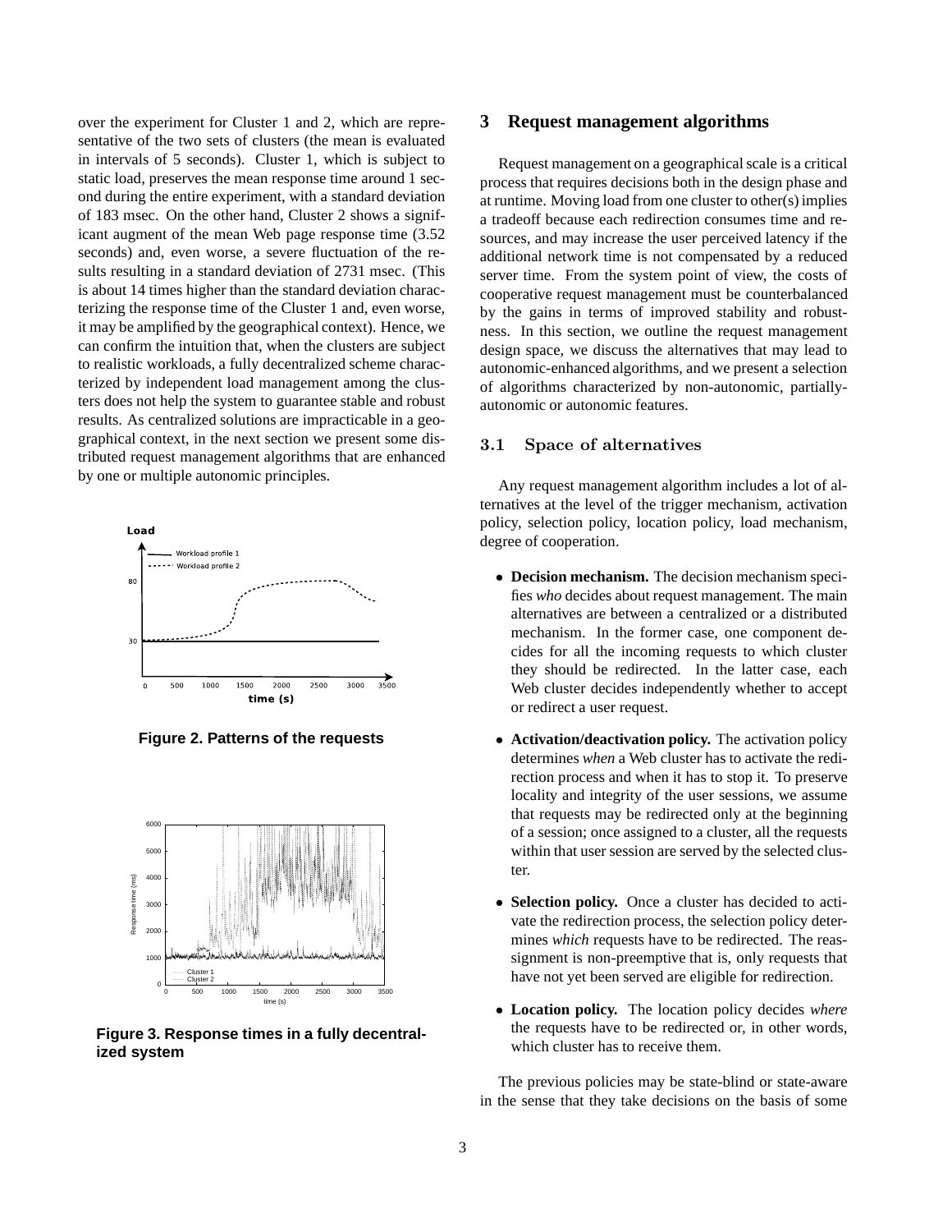over the experiment for Cluster 1 and 2, which are representative of the two sets of clusters (the mean is evaluated in intervals of 5 seconds). Cluster 1, which is subject to static load, preserves the mean response time around 1 second during the entire experiment, with a standard deviation of 183 msec. On the other hand, Cluster 2 shows a significant augment of the mean Web page response time (3.52 seconds) and, even worse, a severe fluctuation of the results resulting in a standard deviation of 2731 msec. (This is about 14 times higher than the standard deviation characterizing the response time of the Cluster 1 and, even worse, it may be amplified by the geographical context). Hence, we can confirm the intuition that, when the clusters are subject to realistic workloads, a fully decentralized scheme characterized by independent load management among the clusters does not help the system to guarantee stable and robust results. As centralized solutions are impracticable in a geographical context, in the next section we present some distributed request management algorithms that are enhanced by one or multiple autonomic principles.

Load

Workload profile 1
Workload profile 2

80

30

0 500 1000 1500 2000 2500 3000 3500

time (s)

**Figure 2. Patterns of the requests**

6000
5000
4000
3000
2000
1000
0

Response time (ms)

Cluster 1
Cluster 2

0 500 1000 1500 2000 2500 3000 3500

time (s)

**Figure 3. Response times in a fully decentralized system**

## 3 Request management algorithms

Request management on a geographical scale is a critical process that requires decisions both in the design phase and at runtime. Moving load from one cluster to other(s) implies a tradeoff because each redirection consumes time and resources, and may increase the user perceived latency if the additional network time is not compensated by a reduced server time. From the system point of view, the costs of cooperative request management must be counterbalanced by the gains in terms of improved stability and robustness. In this section, we outline the request management design space, we discuss the alternatives that may lead to autonomic-enhanced algorithms, and we present a selection of algorithms characterized by non-autonomic, partially-autonomic or autonomic features.

### 3.1 Space of alternatives

Any request management algorithm includes a lot of alternatives at the level of the trigger mechanism, activation policy, selection policy, location policy, load mechanism, degree of cooperation.

- **Decision mechanism.** The decision mechanism specifies *who* decides about request management. The main alternatives are between a centralized or a distributed mechanism. In the former case, one component decides for all the incoming requests to which cluster they should be redirected. In the latter case, each Web cluster decides independently whether to accept or redirect a user request.
- **Activation/deactivation policy.** The activation policy determines *when* a Web cluster has to activate the redirection process and when it has to stop it. To preserve locality and integrity of the user sessions, we assume that requests may be redirected only at the beginning of a session; once assigned to a cluster, all the requests within that user session are served by the selected cluster.
- **Selection policy.** Once a cluster has decided to activate the redirection process, the selection policy determines *which* requests have to be redirected. The reassignment is non-preemptive that is, only requests that have not yet been served are eligible for redirection.
- **Location policy.** The location policy decides *where* the requests have to be redirected or, in other words, which cluster has to receive them.

The previous policies may be state-blind or state-aware in the sense that they take decisions on the basis of some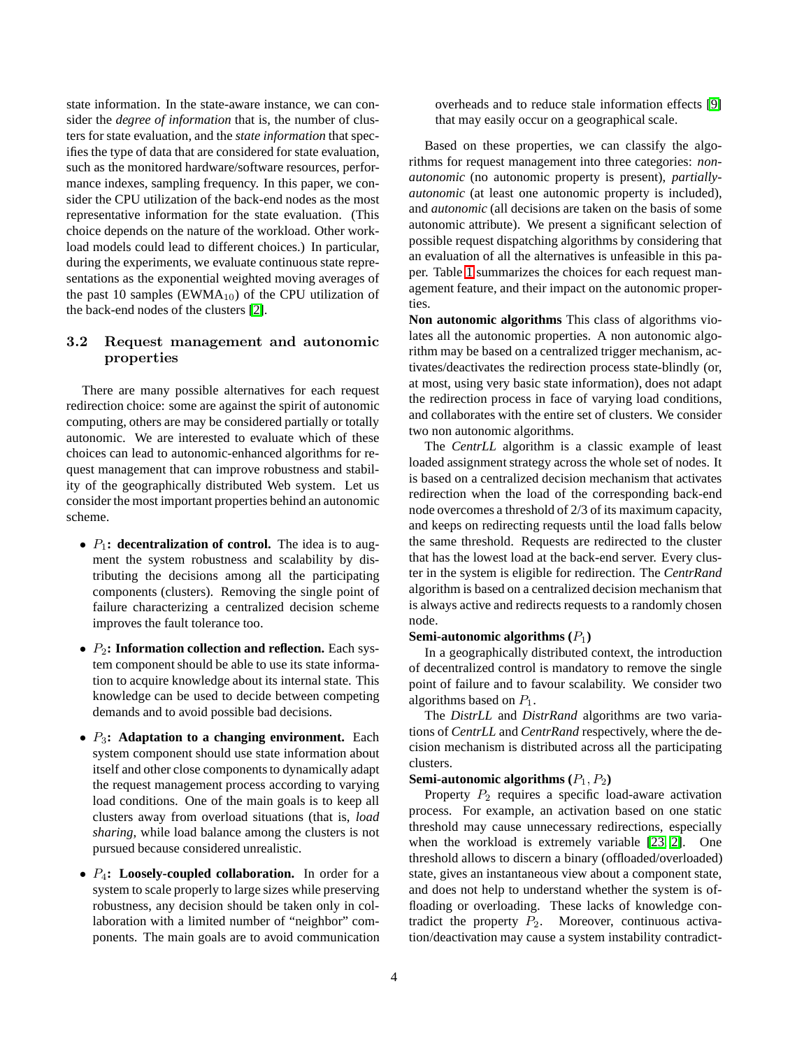state information. In the state-aware instance, we can consider the *degree of information* that is, the number of clusters for state evaluation, and the *state information* that specifies the type of data that are considered for state evaluation, such as the monitored hardware/software resources, performance indexes, sampling frequency. In this paper, we consider the CPU utilization of the back-end nodes as the most representative information for the state evaluation. (This choice depends on the nature of the workload. Other workload models could lead to different choices.) In particular, during the experiments, we evaluate continuous state representations as the exponential weighted moving averages of the past 10 samples ($EWMA_{10}$) of the CPU utilization of the back-end nodes of the clusters [2].

### 3.2 Request management and autonomic properties

There are many possible alternatives for each request redirection choice: some are against the spirit of autonomic computing, others are may be considered partially or totally autonomic. We are interested to evaluate which of these choices can lead to autonomic-enhanced algorithms for request management that can improve robustness and stability of the geographically distributed Web system. Let us consider the most important properties behind an autonomic scheme.

- $P_1$**: decentralization of control.** The idea is to augment the system robustness and scalability by distributing the decisions among all the participating components (clusters). Removing the single point of failure characterizing a centralized decision scheme improves the fault tolerance too.
- $P_2$**: Information collection and reflection.** Each system component should be able to use its state information to acquire knowledge about its internal state. This knowledge can be used to decide between competing demands and to avoid possible bad decisions.
- $P_3$**: Adaptation to a changing environment.** Each system component should use state information about itself and other close components to dynamically adapt the request management process according to varying load conditions. One of the main goals is to keep all clusters away from overload situations (that is, *load sharing*, while load balance among the clusters is not pursued because considered unrealistic.
- $P_4$**: Loosely-coupled collaboration.** In order for a system to scale properly to large sizes while preserving robustness, any decision should be taken only in collaboration with a limited number of "neighbor" components. The main goals are to avoid communication overheads and to reduce stale information effects [9] that may easily occur on a geographical scale.

Based on these properties, we can classify the algorithms for request management into three categories: *non-autonomic* (no autonomic property is present), *partially-autonomic* (at least one autonomic property is included), and *autonomic* (all decisions are taken on the basis of some autonomic attribute). We present a significant selection of possible request dispatching algorithms by considering that an evaluation of all the alternatives is unfeasible in this paper. Table 1 summarizes the choices for each request management feature, and their impact on the autonomic properties.

**Non autonomic algorithms** This class of algorithms violates all the autonomic properties. A non autonomic algorithm may be based on a centralized trigger mechanism, activates/deactivates the redirection process state-blindly (or, at most, using very basic state information), does not adapt the redirection process in face of varying load conditions, and collaborates with the entire set of clusters. We consider two non autonomic algorithms.

The *CentrLL* algorithm is a classic example of least loaded assignment strategy across the whole set of nodes. It is based on a centralized decision mechanism that activates redirection when the load of the corresponding back-end node overcomes a threshold of 2/3 of its maximum capacity, and keeps on redirecting requests until the load falls below the same threshold. Requests are redirected to the cluster that has the lowest load at the back-end server. Every cluster in the system is eligible for redirection. The *CentrRand* algorithm is based on a centralized decision mechanism that is always active and redirects requests to a randomly chosen node.

**Semi-autonomic algorithms (**$P_1$**)**

In a geographically distributed context, the introduction of decentralized control is mandatory to remove the single point of failure and to favour scalability. We consider two algorithms based on $P_1$.

The *DistrLL* and *DistrRand* algorithms are two variations of *CentrLL* and *CentrRand* respectively, where the decision mechanism is distributed across all the participating clusters.

**Semi-autonomic algorithms (**$P_1, P_2$**)**

Property $P_2$ requires a specific load-aware activation process. For example, an activation based on one static threshold may cause unnecessary redirections, especially when the workload is extremely variable [23, 2]. One threshold allows to discern a binary (offloaded/overloaded) state, gives an instantaneous view about a component state, and does not help to understand whether the system is offloading or overloading. These lacks of knowledge contradict the property $P_2$. Moreover, continuous activation/deactivation may cause a system instability contradict-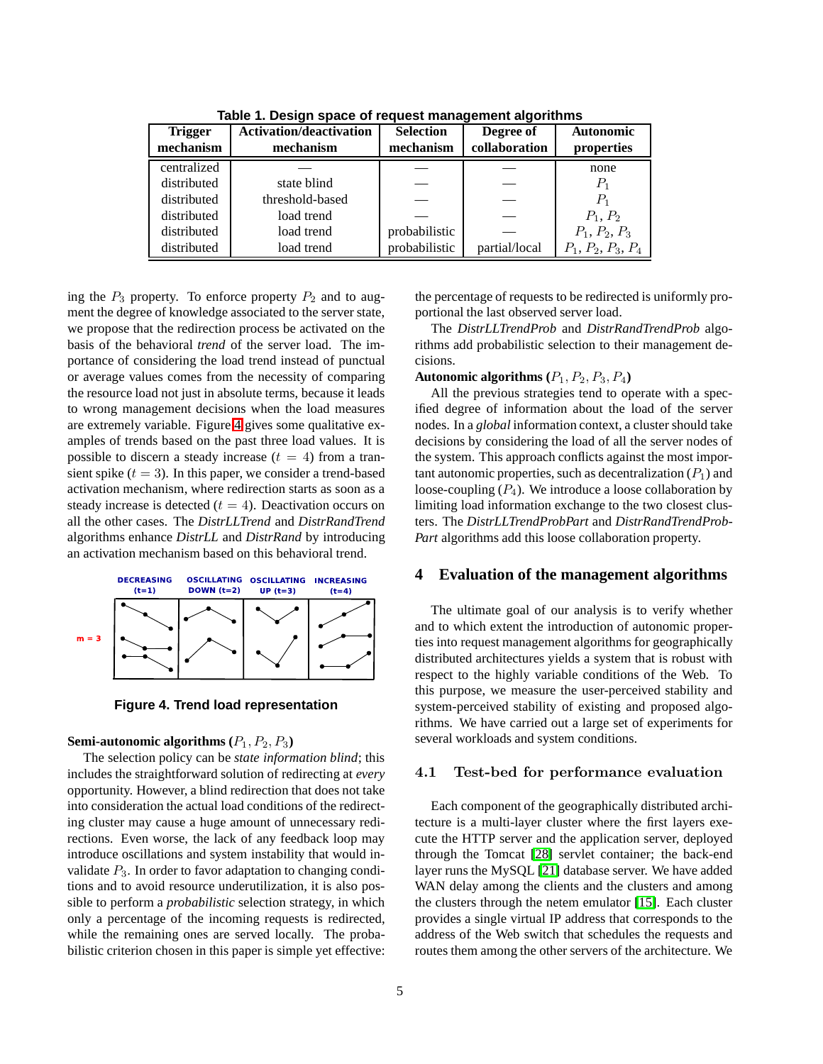Table 1. Design space of request management algorithms

| Trigger mechanism | Activation/deactivation mechanism | Selection mechanism | Degree of collaboration | Autonomic properties |
|---|---|---|---|---|
| centralized | — | — | — | none |
| distributed | state blind | — | — | $P_1$ |
| distributed | threshold-based | — | — | $P_1$ |
| distributed | load trend | — | — | $P_1$, $P_2$ |
| distributed | load trend | probabilistic | — | $P_1$, $P_2$, $P_3$ |
| distributed | load trend | probabilistic | partial/local | $P_1$, $P_2$, $P_3$, $P_4$ |

ing the $P_3$ property. To enforce property $P_2$ and to augment the degree of knowledge associated to the server state, we propose that the redirection process be activated on the basis of the behavioral *trend* of the server load. The importance of considering the load trend instead of punctual or average values comes from the necessity of comparing the resource load not just in absolute terms, because it leads to wrong management decisions when the load measures are extremely variable. Figure 4 gives some qualitative examples of trends based on the past three load values. It is possible to discern a steady increase ($t = 4$) from a transient spike ($t = 3$). In this paper, we consider a trend-based activation mechanism, where redirection starts as soon as a steady increase is detected ($t = 4$). Deactivation occurs on all the other cases. The *DistrLLTrend* and *DistrRandTrend* algorithms enhance *DistrLL* and *DistrRand* by introducing an activation mechanism based on this behavioral trend.

DECREASING (t=1)
OSCILLATING DOWN (t=2)
OSCILLATING UP (t=3)
INCREASING (t=4)
m = 3

Figure 4. Trend load representation

**Semi-autonomic algorithms ($P_1, P_2, P_3$)**

The selection policy can be *state information blind*; this includes the straightforward solution of redirecting at *every* opportunity. However, a blind redirection that does not take into consideration the actual load conditions of the redirecting cluster may cause a huge amount of unnecessary redirections. Even worse, the lack of any feedback loop may introduce oscillations and system instability that would invalidate $P_3$. In order to favor adaptation to changing conditions and to avoid resource underutilization, it is also possible to perform a *probabilistic* selection strategy, in which only a percentage of the incoming requests is redirected, while the remaining ones are served locally. The probabilistic criterion chosen in this paper is simple yet effective: the percentage of requests to be redirected is uniformly proportional the last observed server load.

The *DistrLLTrendProb* and *DistrRandTrendProb* algorithms add probabilistic selection to their management decisions.

**Autonomic algorithms ($P_1, P_2, P_3, P_4$)**

All the previous strategies tend to operate with a specified degree of information about the load of the server nodes. In a *global* information context, a cluster should take decisions by considering the load of all the server nodes of the system. This approach conflicts against the most important autonomic properties, such as decentralization ($P_1$) and loose-coupling ($P_4$). We introduce a loose collaboration by limiting load information exchange to the two closest clusters. The *DistrLLTrendProbPart* and *DistrRandTrendProbPart* algorithms add this loose collaboration property.

## 4 Evaluation of the management algorithms

The ultimate goal of our analysis is to verify whether and to which extent the introduction of autonomic properties into request management algorithms for geographically distributed architectures yields a system that is robust with respect to the highly variable conditions of the Web. To this purpose, we measure the user-perceived stability and system-perceived stability of existing and proposed algorithms. We have carried out a large set of experiments for several workloads and system conditions.

### 4.1 Test-bed for performance evaluation

Each component of the geographically distributed architecture is a multi-layer cluster where the first layers execute the HTTP server and the application server, deployed through the Tomcat [28] servlet container; the back-end layer runs the MySQL [21] database server. We have added WAN delay among the clients and the clusters and among the clusters through the netem emulator [15]. Each cluster provides a single virtual IP address that corresponds to the address of the Web switch that schedules the requests and routes them among the other servers of the architecture. We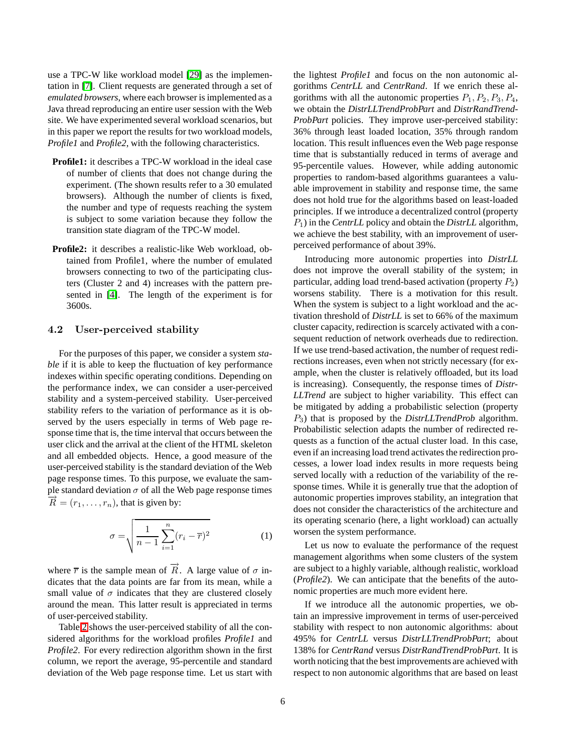use a TPC-W like workload model [29] as the implementation in [7]. Client requests are generated through a set of *emulated browsers*, where each browser is implemented as a Java thread reproducing an entire user session with the Web site. We have experimented several workload scenarios, but in this paper we report the results for two workload models, *Profile1* and *Profile2*, with the following characteristics.

- **Profile1:** it describes a TPC-W workload in the ideal case of number of clients that does not change during the experiment. (The shown results refer to a 30 emulated browsers). Although the number of clients is fixed, the number and type of requests reaching the system is subject to some variation because they follow the transition state diagram of the TPC-W model.
- **Profile2:** it describes a realistic-like Web workload, obtained from Profile1, where the number of emulated browsers connecting to two of the participating clusters (Cluster 2 and 4) increases with the pattern presented in [4]. The length of the experiment is for 3600s.

### 4.2 User-perceived stability

For the purposes of this paper, we consider a system *stable* if it is able to keep the fluctuation of key performance indexes within specific operating conditions. Depending on the performance index, we can consider a user-perceived stability and a system-perceived stability. User-perceived stability refers to the variation of performance as it is observed by the users especially in terms of Web page response time that is, the time interval that occurs between the user click and the arrival at the client of the HTML skeleton and all embedded objects. Hence, a good measure of the user-perceived stability is the standard deviation of the Web page response times. To this purpose, we evaluate the sample standard deviation $\sigma$ of all the Web page response times $\overrightarrow{R} = (r_1, \ldots, r_n)$, that is given by:

$$\sigma = \sqrt{\frac{1}{n-1}\sum_{i=1}^{n}(r_i - \overline{r})^2} \qquad (1)$$

where $\overline{r}$ is the sample mean of $\overrightarrow{R}$. A large value of $\sigma$ indicates that the data points are far from its mean, while a small value of $\sigma$ indicates that they are clustered closely around the mean. This latter result is appreciated in terms of user-perceived stability.

Table 2 shows the user-perceived stability of all the considered algorithms for the workload profiles *Profile1* and *Profile2*. For every redirection algorithm shown in the first column, we report the average, 95-percentile and standard deviation of the Web page response time. Let us start with the lightest *Profile1* and focus on the non autonomic algorithms *CentrLL* and *CentrRand*. If we enrich these algorithms with all the autonomic properties $P_1, P_2, P_3, P_4$, we obtain the *DistrLLTrendProbPart* and *DistrRandTrendProbPart* policies. They improve user-perceived stability: 36% through least loaded location, 35% through random location. This result influences even the Web page response time that is substantially reduced in terms of average and 95-percentile values. However, while adding autonomic properties to random-based algorithms guarantees a valuable improvement in stability and response time, the same does not hold true for the algorithms based on least-loaded principles. If we introduce a decentralized control (property $P_1$) in the *CentrLL* policy and obtain the *DistrLL* algorithm, we achieve the best stability, with an improvement of user-perceived performance of about 39%.

Introducing more autonomic properties into *DistrLL* does not improve the overall stability of the system; in particular, adding load trend-based activation (property $P_2$) worsens stability. There is a motivation for this result. When the system is subject to a light workload and the activation threshold of *DistrLL* is set to 66% of the maximum cluster capacity, redirection is scarcely activated with a consequent reduction of network overheads due to redirection. If we use trend-based activation, the number of request redirections increases, even when not strictly necessary (for example, when the cluster is relatively offloaded, but its load is increasing). Consequently, the response times of *DistrLLTrend* are subject to higher variability. This effect can be mitigated by adding a probabilistic selection (property $P_3$) that is proposed by the *DistrLLTrendProb* algorithm. Probabilistic selection adapts the number of redirected requests as a function of the actual cluster load. In this case, even if an increasing load trend activates the redirection processes, a lower load index results in more requests being served locally with a reduction of the variability of the response times. While it is generally true that the adoption of autonomic properties improves stability, an integration that does not consider the characteristics of the architecture and its operating scenario (here, a light workload) can actually worsen the system performance.

Let us now to evaluate the performance of the request management algorithms when some clusters of the system are subject to a highly variable, although realistic, workload (*Profile2*). We can anticipate that the benefits of the autonomic properties are much more evident here.

If we introduce all the autonomic properties, we obtain an impressive improvement in terms of user-perceived stability with respect to non autonomic algorithms: about 495% for *CentrLL* versus *DistrLLTrendProbPart*; about 138% for *CentrRand* versus *DistrRandTrendProbPart*. It is worth noticing that the best improvements are achieved with respect to non autonomic algorithms that are based on least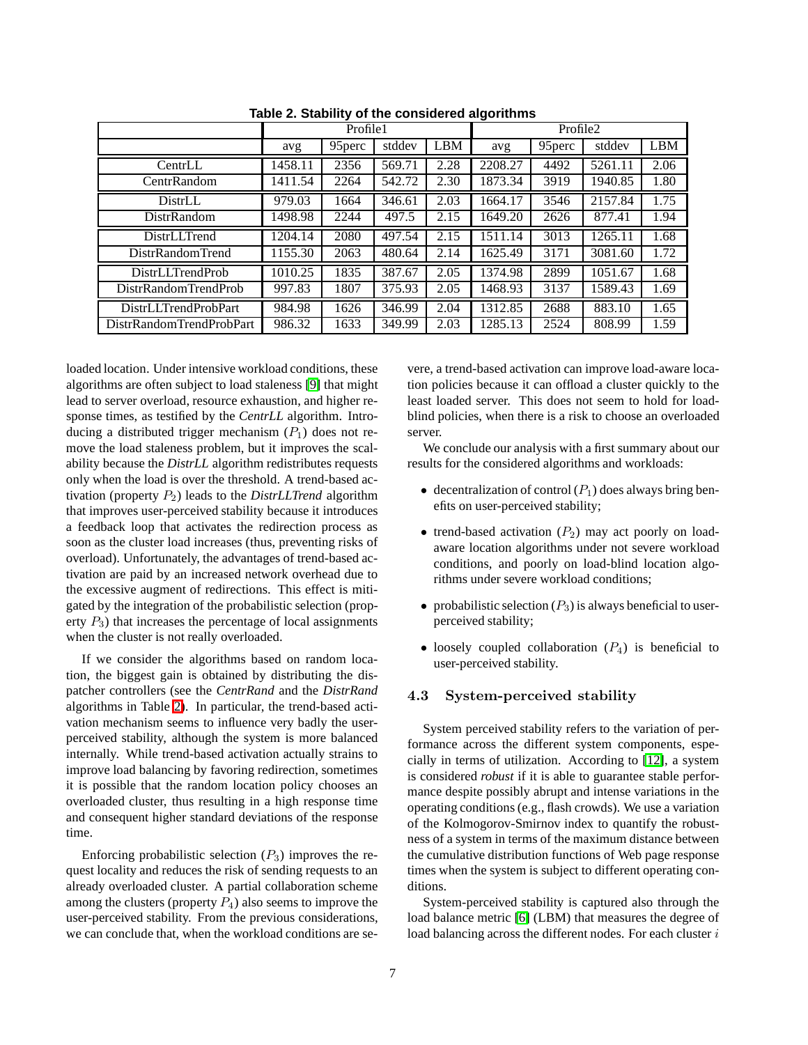**Table 2. Stability of the considered algorithms**

| | Profile1 | | | | Profile2 | | | |
|---|---|---|---|---|---|---|---|---|
| | avg | 95perc | stddev | LBM | avg | 95perc | stddev | LBM |
| CentrLL | 1458.11 | 2356 | 569.71 | 2.28 | 2208.27 | 4492 | 5261.11 | 2.06 |
| CentrRandom | 1411.54 | 2264 | 542.72 | 2.30 | 1873.34 | 3919 | 1940.85 | 1.80 |
| DistrLL | 979.03 | 1664 | 346.61 | 2.03 | 1664.17 | 3546 | 2157.84 | 1.75 |
| DistrRandom | 1498.98 | 2244 | 497.5 | 2.15 | 1649.20 | 2626 | 877.41 | 1.94 |
| DistrLLTrend | 1204.14 | 2080 | 497.54 | 2.15 | 1511.14 | 3013 | 1265.11 | 1.68 |
| DistrRandomTrend | 1155.30 | 2063 | 480.64 | 2.14 | 1625.49 | 3171 | 3081.60 | 1.72 |
| DistrLLTrendProb | 1010.25 | 1835 | 387.67 | 2.05 | 1374.98 | 2899 | 1051.67 | 1.68 |
| DistrRandomTrendProb | 997.83 | 1807 | 375.93 | 2.05 | 1468.93 | 3137 | 1589.43 | 1.69 |
| DistrLLTrendProbPart | 984.98 | 1626 | 346.99 | 2.04 | 1312.85 | 2688 | 883.10 | 1.65 |
| DistrRandomTrendProbPart | 986.32 | 1633 | 349.99 | 2.03 | 1285.13 | 2524 | 808.99 | 1.59 |

loaded location. Under intensive workload conditions, these algorithms are often subject to load staleness [9] that might lead to server overload, resource exhaustion, and higher response times, as testified by the *CentrLL* algorithm. Introducing a distributed trigger mechanism ($P_1$) does not remove the load staleness problem, but it improves the scalability because the *DistrLL* algorithm redistributes requests only when the load is over the threshold. A trend-based activation (property $P_2$) leads to the *DistrLLTrend* algorithm that improves user-perceived stability because it introduces a feedback loop that activates the redirection process as soon as the cluster load increases (thus, preventing risks of overload). Unfortunately, the advantages of trend-based activation are paid by an increased network overhead due to the excessive augment of redirections. This effect is mitigated by the integration of the probabilistic selection (property $P_3$) that increases the percentage of local assignments when the cluster is not really overloaded.

If we consider the algorithms based on random location, the biggest gain is obtained by distributing the dispatcher controllers (see the *CentrRand* and the *DistrRand* algorithms in Table 2). In particular, the trend-based activation mechanism seems to influence very badly the user-perceived stability, although the system is more balanced internally. While trend-based activation actually strains to improve load balancing by favoring redirection, sometimes it is possible that the random location policy chooses an overloaded cluster, thus resulting in a high response time and consequent higher standard deviations of the response time.

Enforcing probabilistic selection ($P_3$) improves the request locality and reduces the risk of sending requests to an already overloaded cluster. A partial collaboration scheme among the clusters (property $P_4$) also seems to improve the user-perceived stability. From the previous considerations, we can conclude that, when the workload conditions are severe, a trend-based activation can improve load-aware location policies because it can offload a cluster quickly to the least loaded server. This does not seem to hold for load-blind policies, when there is a risk to choose an overloaded server.

We conclude our analysis with a first summary about our results for the considered algorithms and workloads:

- decentralization of control ($P_1$) does always bring benefits on user-perceived stability;
- trend-based activation ($P_2$) may act poorly on load-aware location algorithms under not severe workload conditions, and poorly on load-blind location algorithms under severe workload conditions;
- probabilistic selection ($P_3$) is always beneficial to user-perceived stability;
- loosely coupled collaboration ($P_4$) is beneficial to user-perceived stability.

### 4.3 System-perceived stability

System perceived stability refers to the variation of performance across the different system components, especially in terms of utilization. According to [12], a system is considered *robust* if it is able to guarantee stable performance despite possibly abrupt and intense variations in the operating conditions (e.g., flash crowds). We use a variation of the Kolmogorov-Smirnov index to quantify the robustness of a system in terms of the maximum distance between the cumulative distribution functions of Web page response times when the system is subject to different operating conditions.

System-perceived stability is captured also through the load balance metric [6] (LBM) that measures the degree of load balancing across the different nodes. For each cluster $i$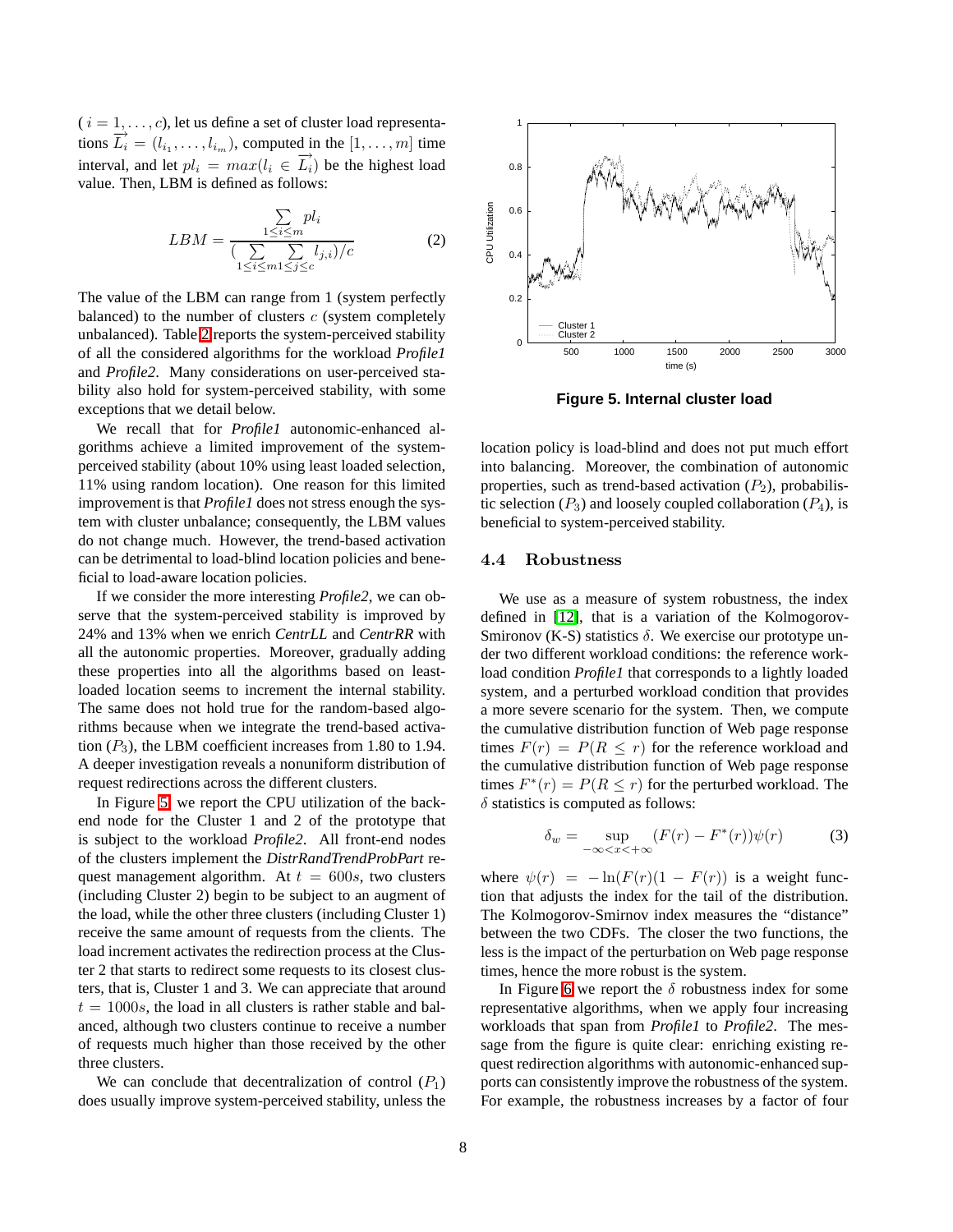($i = 1, \ldots, c$), let us define a set of cluster load representations $\overrightarrow{L_i} = (l_{i_1}, \ldots, l_{i_m})$, computed in the $[1, \ldots, m]$ time interval, and let $pl_i = max(l_i \in \overrightarrow{L_i})$ be the highest load value. Then, LBM is defined as follows:

$$LBM = \frac{\sum_{1 \leq i \leq m} pl_i}{(\sum_{1 \leq i \leq m} \sum_{1 \leq j \leq c} l_{j,i})/c} \tag{2}$$

The value of the LBM can range from 1 (system perfectly balanced) to the number of clusters $c$ (system completely unbalanced). Table 2 reports the system-perceived stability of all the considered algorithms for the workload *Profile1* and *Profile2*. Many considerations on user-perceived stability also hold for system-perceived stability, with some exceptions that we detail below.

We recall that for *Profile1* autonomic-enhanced algorithms achieve a limited improvement of the system-perceived stability (about 10% using least loaded selection, 11% using random location). One reason for this limited improvement is that *Profile1* does not stress enough the system with cluster unbalance; consequently, the LBM values do not change much. However, the trend-based activation can be detrimental to load-blind location policies and beneficial to load-aware location policies.

If we consider the more interesting *Profile2*, we can observe that the system-perceived stability is improved by 24% and 13% when we enrich *CentrLL* and *CentrRR* with all the autonomic properties. Moreover, gradually adding these properties into all the algorithms based on least-loaded location seems to increment the internal stability. The same does not hold true for the random-based algorithms because when we integrate the trend-based activation ($P_3$), the LBM coefficient increases from 1.80 to 1.94. A deeper investigation reveals a nonuniform distribution of request redirections across the different clusters.

In Figure 5, we report the CPU utilization of the back-end node for the Cluster 1 and 2 of the prototype that is subject to the workload *Profile2*. All front-end nodes of the clusters implement the *DistrRandTrendProbPart* request management algorithm. At $t = 600s$, two clusters (including Cluster 2) begin to be subject to an augment of the load, while the other three clusters (including Cluster 1) receive the same amount of requests from the clients. The load increment activates the redirection process at the Cluster 2 that starts to redirect some requests to its closest clusters, that is, Cluster 1 and 3. We can appreciate that around $t = 1000s$, the load in all clusters is rather stable and balanced, although two clusters continue to receive a number of requests much higher than those received by the other three clusters.

We can conclude that decentralization of control ($P_1$) does usually improve system-perceived stability, unless the location policy is load-blind and does not put much effort into balancing. Moreover, the combination of autonomic properties, such as trend-based activation ($P_2$), probabilistic selection ($P_3$) and loosely coupled collaboration ($P_4$), is beneficial to system-perceived stability.

**Figure 5. Internal cluster load**

## 4.4 Robustness

We use as a measure of system robustness, the index defined in [12], that is a variation of the Kolmogorov-Smironov (K-S) statistics $\delta$. We exercise our prototype under two different workload conditions: the reference workload condition *Profile1* that corresponds to a lightly loaded system, and a perturbed workload condition that provides a more severe scenario for the system. Then, we compute the cumulative distribution function of Web page response times $F(r) = P(R \leq r)$ for the reference workload and the cumulative distribution function of Web page response times $F^*(r) = P(R \leq r)$ for the perturbed workload. The $\delta$ statistics is computed as follows:

$$\delta_w = \sup_{-\infty < x < +\infty} (F(r) - F^*(r))\psi(r) \tag{3}$$

where $\psi(r) = -\ln(F(r)(1 - F(r))$ is a weight function that adjusts the index for the tail of the distribution. The Kolmogorov-Smirnov index measures the "distance" between the two CDFs. The closer the two functions, the less is the impact of the perturbation on Web page response times, hence the more robust is the system.

In Figure 6 we report the $\delta$ robustness index for some representative algorithms, when we apply four increasing workloads that span from *Profile1* to *Profile2*. The message from the figure is quite clear: enriching existing request redirection algorithms with autonomic-enhanced supports can consistently improve the robustness of the system. For example, the robustness increases by a factor of four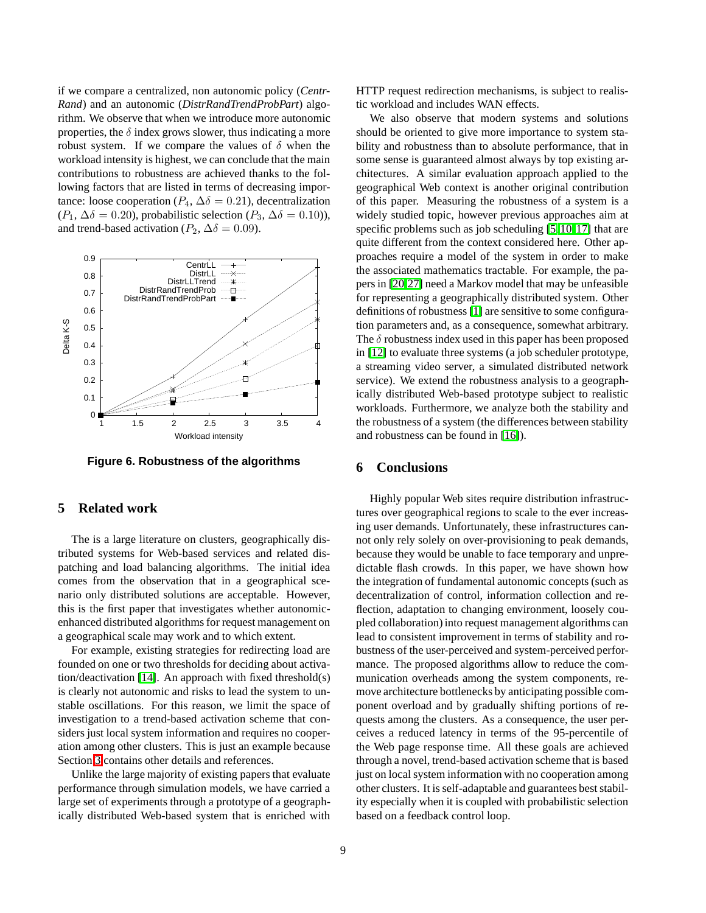if we compare a centralized, non autonomic policy (*Centr-Rand*) and an autonomic (*DistrRandTrendProbPart*) algorithm. We observe that when we introduce more autonomic properties, the $\delta$ index grows slower, thus indicating a more robust system. If we compare the values of $\delta$ when the workload intensity is highest, we can conclude that the main contributions to robustness are achieved thanks to the following factors that are listed in terms of decreasing importance: loose cooperation ($P_4$, $\Delta\delta = 0.21$), decentralization ($P_1$, $\Delta\delta = 0.20$), probabilistic selection ($P_3$, $\Delta\delta = 0.10$)), and trend-based activation ($P_2$, $\Delta\delta = 0.09$).

**Figure 6. Robustness of the algorithms**

## 5 Related work

The is a large literature on clusters, geographically distributed systems for Web-based services and related dispatching and load balancing algorithms. The initial idea comes from the observation that in a geographical scenario only distributed solutions are acceptable. However, this is the first paper that investigates whether autonomic-enhanced distributed algorithms for request management on a geographical scale may work and to which extent.

For example, existing strategies for redirecting load are founded on one or two thresholds for deciding about activation/deactivation [14]. An approach with fixed threshold(s) is clearly not autonomic and risks to lead the system to unstable oscillations. For this reason, we limit the space of investigation to a trend-based activation scheme that considers just local system information and requires no cooperation among other clusters. This is just an example because Section 3 contains other details and references.

Unlike the large majority of existing papers that evaluate performance through simulation models, we have carried a large set of experiments through a prototype of a geographically distributed Web-based system that is enriched with HTTP request redirection mechanisms, is subject to realistic workload and includes WAN effects.

We also observe that modern systems and solutions should be oriented to give more importance to system stability and robustness than to absolute performance, that in some sense is guaranteed almost always by top existing architectures. A similar evaluation approach applied to the geographical Web context is another original contribution of this paper. Measuring the robustness of a system is a widely studied topic, however previous approaches aim at specific problems such as job scheduling [5, 10, 17] that are quite different from the context considered here. Other approaches require a model of the system in order to make the associated mathematics tractable. For example, the papers in [20, 27] need a Markov model that may be unfeasible for representing a geographically distributed system. Other definitions of robustness [1] are sensitive to some configuration parameters and, as a consequence, somewhat arbitrary. The $\delta$ robustness index used in this paper has been proposed in [12] to evaluate three systems (a job scheduler prototype, a streaming video server, a simulated distributed network service). We extend the robustness analysis to a geographically distributed Web-based prototype subject to realistic workloads. Furthermore, we analyze both the stability and the robustness of a system (the differences between stability and robustness can be found in [16]).

## 6 Conclusions

Highly popular Web sites require distribution infrastructures over geographical regions to scale to the ever increasing user demands. Unfortunately, these infrastructures cannot only rely solely on over-provisioning to peak demands, because they would be unable to face temporary and unpredictable flash crowds. In this paper, we have shown how the integration of fundamental autonomic concepts (such as decentralization of control, information collection and reflection, adaptation to changing environment, loosely coupled collaboration) into request management algorithms can lead to consistent improvement in terms of stability and robustness of the user-perceived and system-perceived performance. The proposed algorithms allow to reduce the communication overheads among the system components, remove architecture bottlenecks by anticipating possible component overload and by gradually shifting portions of requests among the clusters. As a consequence, the user perceives a reduced latency in terms of the 95-percentile of the Web page response time. All these goals are achieved through a novel, trend-based activation scheme that is based just on local system information with no cooperation among other clusters. It is self-adaptable and guarantees best stability especially when it is coupled with probabilistic selection based on a feedback control loop.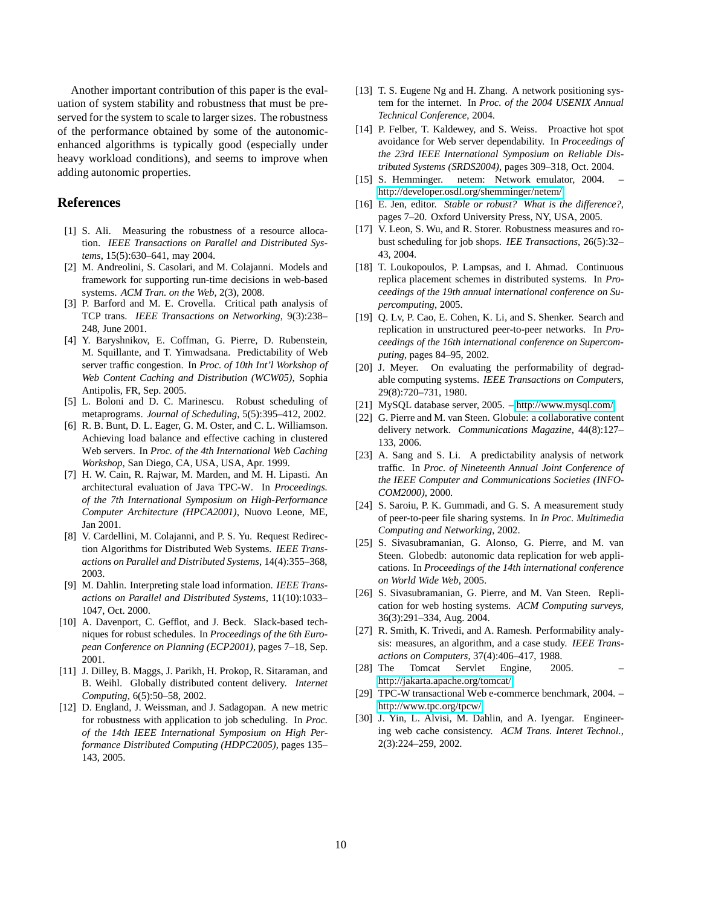Another important contribution of this paper is the evaluation of system stability and robustness that must be preserved for the system to scale to larger sizes. The robustness of the performance obtained by some of the autonomic-enhanced algorithms is typically good (especially under heavy workload conditions), and seems to improve when adding autonomic properties.

## References

[1] S. Ali. Measuring the robustness of a resource allocation. *IEEE Transactions on Parallel and Distributed Systems*, 15(5):630–641, may 2004.

[2] M. Andreolini, S. Casolari, and M. Colajanni. Models and framework for supporting run-time decisions in web-based systems. *ACM Tran. on the Web*, 2(3), 2008.

[3] P. Barford and M. E. Crovella. Critical path analysis of TCP trans. *IEEE Transactions on Networking*, 9(3):238–248, June 2001.

[4] Y. Baryshnikov, E. Coffman, G. Pierre, D. Rubenstein, M. Squillante, and T. Yimwadsana. Predictability of Web server traffic congestion. In *Proc. of 10th Int'l Workshop of Web Content Caching and Distribution (WCW05)*, Sophia Antipolis, FR, Sep. 2005.

[5] L. Boloni and D. C. Marinescu. Robust scheduling of metaprograms. *Journal of Scheduling*, 5(5):395–412, 2002.

[6] R. B. Bunt, D. L. Eager, G. M. Oster, and C. L. Williamson. Achieving load balance and effective caching in clustered Web servers. In *Proc. of the 4th International Web Caching Workshop*, San Diego, CA, USA, USA, Apr. 1999.

[7] H. W. Cain, R. Rajwar, M. Marden, and M. H. Lipasti. An architectural evaluation of Java TPC-W. In *Proceedings. of the 7th International Symposium on High-Performance Computer Architecture (HPCA2001)*, Nuovo Leone, ME, Jan 2001.

[8] V. Cardellini, M. Colajanni, and P. S. Yu. Request Redirection Algorithms for Distributed Web Systems. *IEEE Transactions on Parallel and Distributed Systems*, 14(4):355–368, 2003.

[9] M. Dahlin. Interpreting stale load information. *IEEE Transactions on Parallel and Distributed Systems*, 11(10):1033–1047, Oct. 2000.

[10] A. Davenport, C. Gefflot, and J. Beck. Slack-based techniques for robust schedules. In *Proceedings of the 6th European Conference on Planning (ECP2001)*, pages 7–18, Sep. 2001.

[11] J. Dilley, B. Maggs, J. Parikh, H. Prokop, R. Sitaraman, and B. Weihl. Globally distributed content delivery. *Internet Computing*, 6(5):50–58, 2002.

[12] D. England, J. Weissman, and J. Sadagopan. A new metric for robustness with application to job scheduling. In *Proc. of the 14th IEEE International Symposium on High Performance Distributed Computing (HDPC2005)*, pages 135–143, 2005.

[13] T. S. Eugene Ng and H. Zhang. A network positioning system for the internet. In *Proc. of the 2004 USENIX Annual Technical Conference*, 2004.

[14] P. Felber, T. Kaldewey, and S. Weiss. Proactive hot spot avoidance for Web server dependability. In *Proceedings of the 23rd IEEE International Symposium on Reliable Distributed Systems (SRDS2004)*, pages 309–318, Oct. 2004.

[15] S. Hemminger. netem: Network emulator, 2004. – http://developer.osdl.org/shemminger/netem/

[16] E. Jen, editor. *Stable or robust? What is the difference?*, pages 7–20. Oxford University Press, NY, USA, 2005.

[17] V. Leon, S. Wu, and R. Storer. Robustness measures and robust scheduling for job shops. *IEE Transactions*, 26(5):32–43, 2004.

[18] T. Loukopoulos, P. Lampsas, and I. Ahmad. Continuous replica placement schemes in distributed systems. In *Proceedings of the 19th annual international conference on Supercomputing*, 2005.

[19] Q. Lv, P. Cao, E. Cohen, K. Li, and S. Shenker. Search and replication in unstructured peer-to-peer networks. In *Proceedings of the 16th international conference on Supercomputing*, pages 84–95, 2002.

[20] J. Meyer. On evaluating the performability of degradable computing systems. *IEEE Transactions on Computers*, 29(8):720–731, 1980.

[21] MySQL database server, 2005. – http://www.mysql.com/

[22] G. Pierre and M. van Steen. Globule: a collaborative content delivery network. *Communications Magazine*, 44(8):127–133, 2006.

[23] A. Sang and S. Li. A predictability analysis of network traffic. In *Proc. of Nineteenth Annual Joint Conference of the IEEE Computer and Communications Societies (INFOCOM2000)*, 2000.

[24] S. Saroiu, P. K. Gummadi, and G. S. A measurement study of peer-to-peer file sharing systems. In *In Proc. Multimedia Computing and Networking*, 2002.

[25] S. Sivasubramanian, G. Alonso, G. Pierre, and M. van Steen. Globedb: autonomic data replication for web applications. In *Proceedings of the 14th international conference on World Wide Web*, 2005.

[26] S. Sivasubramanian, G. Pierre, and M. Van Steen. Replication for web hosting systems. *ACM Computing surveys*, 36(3):291–334, Aug. 2004.

[27] R. Smith, K. Trivedi, and A. Ramesh. Performability analysis: measures, an algorithm, and a case study. *IEEE Transactions on Computers*, 37(4):406–417, 1988.

[28] The Tomcat Servlet Engine, 2005. – http://jakarta.apache.org/tomcat/

[29] TPC-W transactional Web e-commerce benchmark, 2004. – http://www.tpc.org/tpcw/

[30] J. Yin, L. Alvisi, M. Dahlin, and A. Iyengar. Engineering web cache consistency. *ACM Trans. Interet Technol.*, 2(3):224–259, 2002.